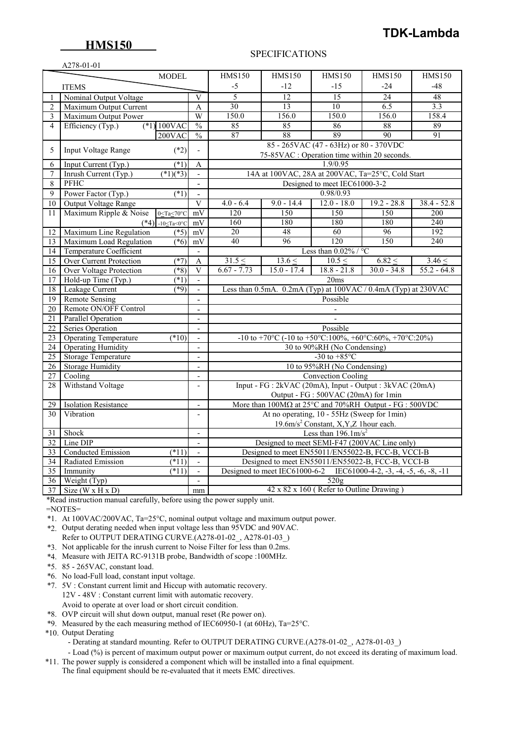**TDK-Lambda**

# HMS150

SPECIFICATIONS

A278-01-01

| | ITEMS | MODEL | | HMS150 -5 | HMS150 -12 | HMS150 -15 | HMS150 -24 | HMS150 -48 |
|---|---|---|---|---|---|---|---|---|
| 1 | Nominal Output Voltage | | V | 5 | 12 | 15 | 24 | 48 |
| 2 | Maximum Output Current | | A | 30 | 13 | 10 | 6.5 | 3.3 |
| 3 | Maximum Output Power | | W | 150.0 | 156.0 | 150.0 | 156.0 | 158.4 |
| 4 | Efficiency (Typ.) (*1) | 100VAC | % | 85 | 85 | 86 | 88 | 89 |
| | | 200VAC | % | 87 | 88 | 89 | 90 | 91 |
| 5 | Input Voltage Range (*2) | | - | 85 - 265VAC (47 - 63Hz) or 80 - 370VDC<br>75-85VAC : Operation time within 20 seconds. | | | | |
| 6 | Input Current (Typ.) (*1) | | A | 1.9/0.95 | | | | |
| 7 | Inrush Current (Typ.) (*1)(*3) | | - | 14A at 100VAC, 28A at 200VAC, Ta=25°C, Cold Start | | | | |
| 8 | PFHC | | - | Designed to meet IEC61000-3-2 | | | | |
| 9 | Power Factor (Typ.) (*1) | | - | 0.98/0.93 | | | | |
| 10 | Output Voltage Range | | V | 4.0 - 6.4 | 9.0 - 14.4 | 12.0 - 18.0 | 19.2 - 28.8 | 38.4 - 52.8 |
| 11 | Maximum Ripple & Noise (*4) | 0≤Ta≤70°C | mV | 120 | 150 | 150 | 150 | 200 |
| | | -10≤Ta<0°C | mV | 160 | 180 | 180 | 180 | 240 |
| 12 | Maximum Line Regulation (*5) | | mV | 20 | 48 | 60 | 96 | 192 |
| 13 | Maximum Load Regulation (*6) | | mV | 40 | 96 | 120 | 150 | 240 |
| 14 | Temperature Coefficient | | - | Less than 0.02% / °C | | | | |
| 15 | Over Current Protection (*7) | | A | 31.5 ≤ | 13.6 ≤ | 10.5 ≤ | 6.82 ≤ | 3.46 ≤ |
| 16 | Over Voltage Protection (*8) | | V | 6.67 - 7.73 | 15.0 - 17.4 | 18.8 - 21.8 | 30.0 - 34.8 | 55.2 - 64.8 |
| 17 | Hold-up Time (Typ.) (*1) | | - | 20ms | | | | |
| 18 | Leakage Current (*9) | | - | Less than 0.5mA. 0.2mA (Typ) at 100VAC / 0.4mA (Typ) at 230VAC | | | | |
| 19 | Remote Sensing | | - | Possible | | | | |
| 20 | Remote ON/OFF Control | | - | - | | | | |
| 21 | Parallel Operation | | - | - | | | | |
| 22 | Series Operation | | - | Possible | | | | |
| 23 | Operating Temperature (*10) | | - | -10 to +70°C (-10 to +50°C:100%, +60°C:60%, +70°C:20%) | | | | |
| 24 | Operating Humidity | | - | 30 to 90%RH (No Condensing) | | | | |
| 25 | Storage Temperature | | - | -30 to +85°C | | | | |
| 26 | Storage Humidity | | - | 10 to 95%RH (No Condensing) | | | | |
| 27 | Cooling | | - | Convection Cooling | | | | |
| 28 | Withstand Voltage | | - | Input - FG : 2kVAC (20mA), Input - Output : 3kVAC (20mA)<br>Output - FG : 500VAC (20mA) for 1min | | | | |
| 29 | Isolation Resistance | | - | More than 100MΩ at 25°C and 70%RH Output - FG : 500VDC | | | | |
| 30 | Vibration | | - | At no operating, 10 - 55Hz (Sweep for 1min)<br>19.6m/s² Constant, X,Y,Z 1hour each. | | | | |
| 31 | Shock | | - | Less than 196.1m/s² | | | | |
| 32 | Line DIP | | - | Designed to meet SEMI-F47 (200VAC Line only) | | | | |
| 33 | Conducted Emission (*11) | | - | Designed to meet EN55011/EN55022-B, FCC-B, VCCI-B | | | | |
| 34 | Radiated Emission (*11) | | - | Designed to meet EN55011/EN55022-B, FCC-B, VCCI-B | | | | |
| 35 | Immunity (*11) | | - | Designed to meet IEC61000-6-2 IEC61000-4-2, -3, -4, -5, -6, -8, -11 | | | | |
| 36 | Weight (Typ) | | - | 520g | | | | |
| 37 | Size (W x H x D) | | mm | 42 x 82 x 160 ( Refer to Outline Drawing ) | | | | |

*Read instruction manual carefully, before using the power supply unit.

=NOTES=

*1. At 100VAC/200VAC, Ta=25°C, nominal output voltage and maximum output power.

*2. Output derating needed when input voltage less than 95VDC and 90VAC.
Refer to OUTPUT DERATING CURVE.(A278-01-02_, A278-01-03_)

*3. Not applicable for the inrush current to Noise Filter for less than 0.2ms.

*4. Measure with JEITA RC-9131B probe, Bandwidth of scope :100MHz.

*5. 85 - 265VAC, constant load.

*6. No load-Full load, constant input voltage.

*7. 5V : Constant current limit and Hiccup with automatic recovery.
12V - 48V : Constant current limit with automatic recovery.
Avoid to operate at over load or short circuit condition.

*8. OVP circuit will shut down output, manual reset (Re power on).

*9. Measured by the each measuring method of IEC60950-1 (at 60Hz), Ta=25°C.

*10. Output Derating
- Derating at standard mounting. Refer to OUTPUT DERATING CURVE.(A278-01-02_, A278-01-03_)
- Load (%) is percent of maximum output power or maximum output current, do not exceed its derating of maximum load.

*11. The power supply is considered a component which will be installed into a final equipment.
The final equipment should be re-evaluated that it meets EMC directives.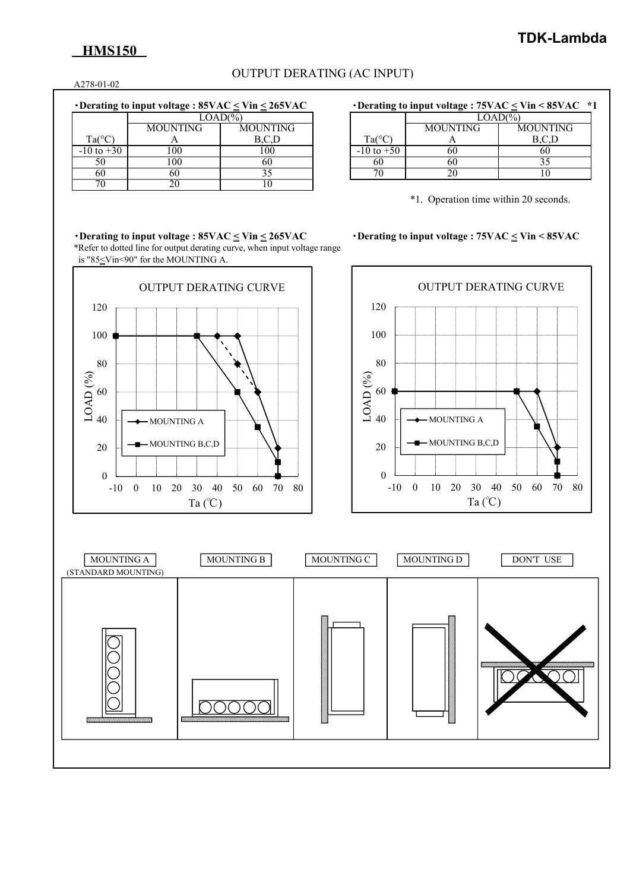# HMS150

## OUTPUT DERATING (AC INPUT)

A278-01-02

**・Derating to input voltage : 85VAC ≤ Vin ≤ 265VAC**

| | LOAD(%) | |
|---|---|---|
| Ta(°C) | MOUNTING A | MOUNTING B,C,D |
| -10 to +30 | 100 | 100 |
| 50 | 100 | 60 |
| 60 | 60 | 35 |
| 70 | 20 | 10 |

**・Derating to input voltage : 75VAC ≤ Vin < 85VAC *1**

| | LOAD(%) | |
|---|---|---|
| Ta(°C) | MOUNTING A | MOUNTING B,C,D |
| -10 to +50 | 60 | 60 |
| 60 | 60 | 35 |
| 70 | 20 | 10 |

*1. Operation time within 20 seconds.

**・Derating to input voltage : 85VAC ≤ Vin ≤ 265VAC**

*Refer to dotted line for output derating curve, when input voltage range is "85≤Vin<90" for the MOUNTING A.

OUTPUT DERATING CURVE

LOAD (%) vs Ta (℃) — MOUNTING A, MOUNTING B,C,D

**・Derating to input voltage : 75VAC ≤ Vin < 85VAC**

OUTPUT DERATING CURVE

LOAD (%) vs Ta (℃) — MOUNTING A, MOUNTING B,C,D

MOUNTING A (STANDARD MOUNTING) | MOUNTING B | MOUNTING C | MOUNTING D | DON'T USE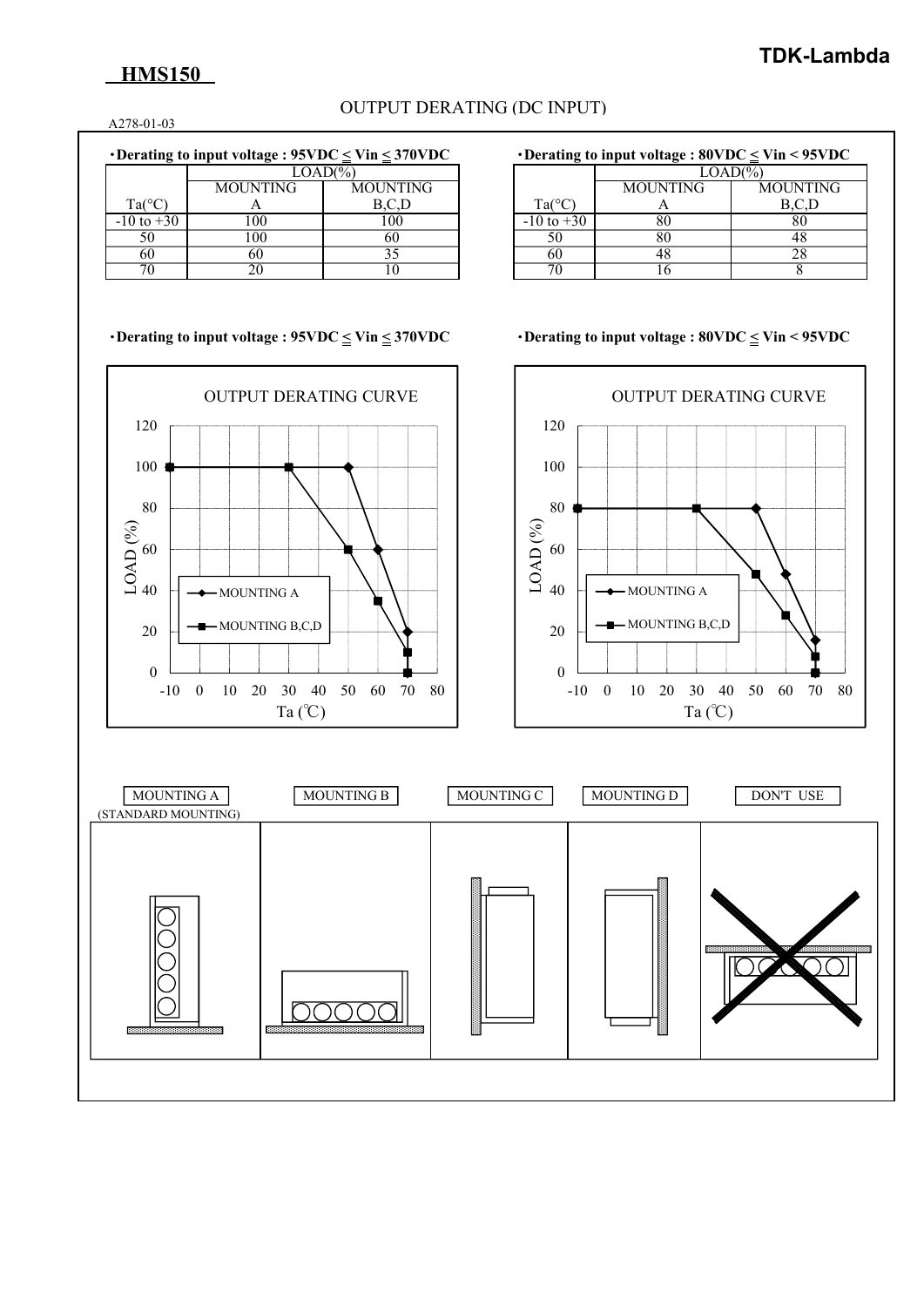**HMS150**

OUTPUT DERATING (DC INPUT)

A278-01-03

・**Derating to input voltage : 95VDC ≦ Vin ≦ 370VDC**

| | LOAD(%) | |
|---|---|---|
| Ta(°C) | MOUNTING A | MOUNTING B,C,D |
| -10 to +30 | 100 | 100 |
| 50 | 100 | 60 |
| 60 | 60 | 35 |
| 70 | 20 | 10 |

・**Derating to input voltage : 80VDC ≦ Vin < 95VDC**

| | LOAD(%) | |
|---|---|---|
| Ta(°C) | MOUNTING A | MOUNTING B,C,D |
| -10 to +30 | 80 | 80 |
| 50 | 80 | 48 |
| 60 | 48 | 28 |
| 70 | 16 | 8 |

・**Derating to input voltage : 95VDC ≦ Vin ≦ 370VDC**

OUTPUT DERATING CURVE

LOAD (%)

120
100
80
60
40
20
0

-10 0 10 20 30 40 50 60 70 80

Ta (℃)

MOUNTING A

MOUNTING B,C,D

・**Derating to input voltage : 80VDC ≦ Vin < 95VDC**

OUTPUT DERATING CURVE

LOAD (%)

120
100
80
60
40
20
0

-10 0 10 20 30 40 50 60 70 80

Ta (℃)

MOUNTING A

MOUNTING B,C,D

MOUNTING A (STANDARD MOUNTING)

MOUNTING B

MOUNTING C

MOUNTING D

DON'T USE